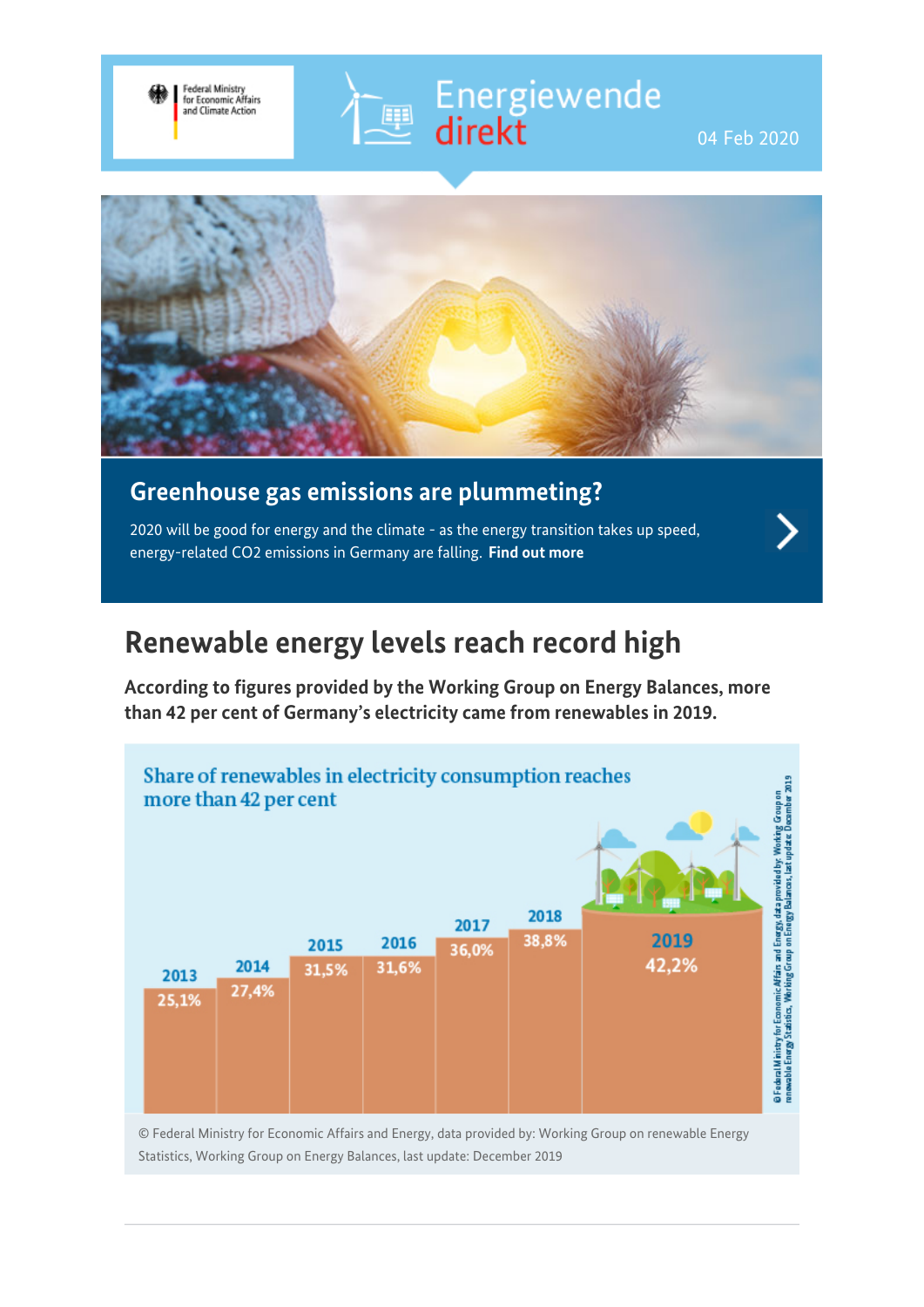Federal Ministry for Economic Affairs and Climate Action

Energiewende direkt

04 Feb 2020

## Greenhouse gas emissions are plummeting?

2020 will be good for energy and the climate - as the energy transition takes up speed, energy-related CO2 emissions in Germany are falling. **Find out more**

# Renewable energy levels reach record high

**According to figures provided by the Working Group on Energy Balances, more than 42 per cent of Germany's electricity came from renewables in 2019.**

Share of renewables in electricity consumption reaches more than 42 per cent

| Year | Share |
|---|---|
| 2013 | 25,1% |
| 2014 | 27,4% |
| 2015 | 31,5% |
| 2016 | 31,6% |
| 2017 | 36,0% |
| 2018 | 38,8% |
| 2019 | 42,2% |

© Federal Ministry for Economic Affairs and Energy, data provided by: Working Group on renewable Energy Statistics, Working Group on Energy Balances, last update: December 2019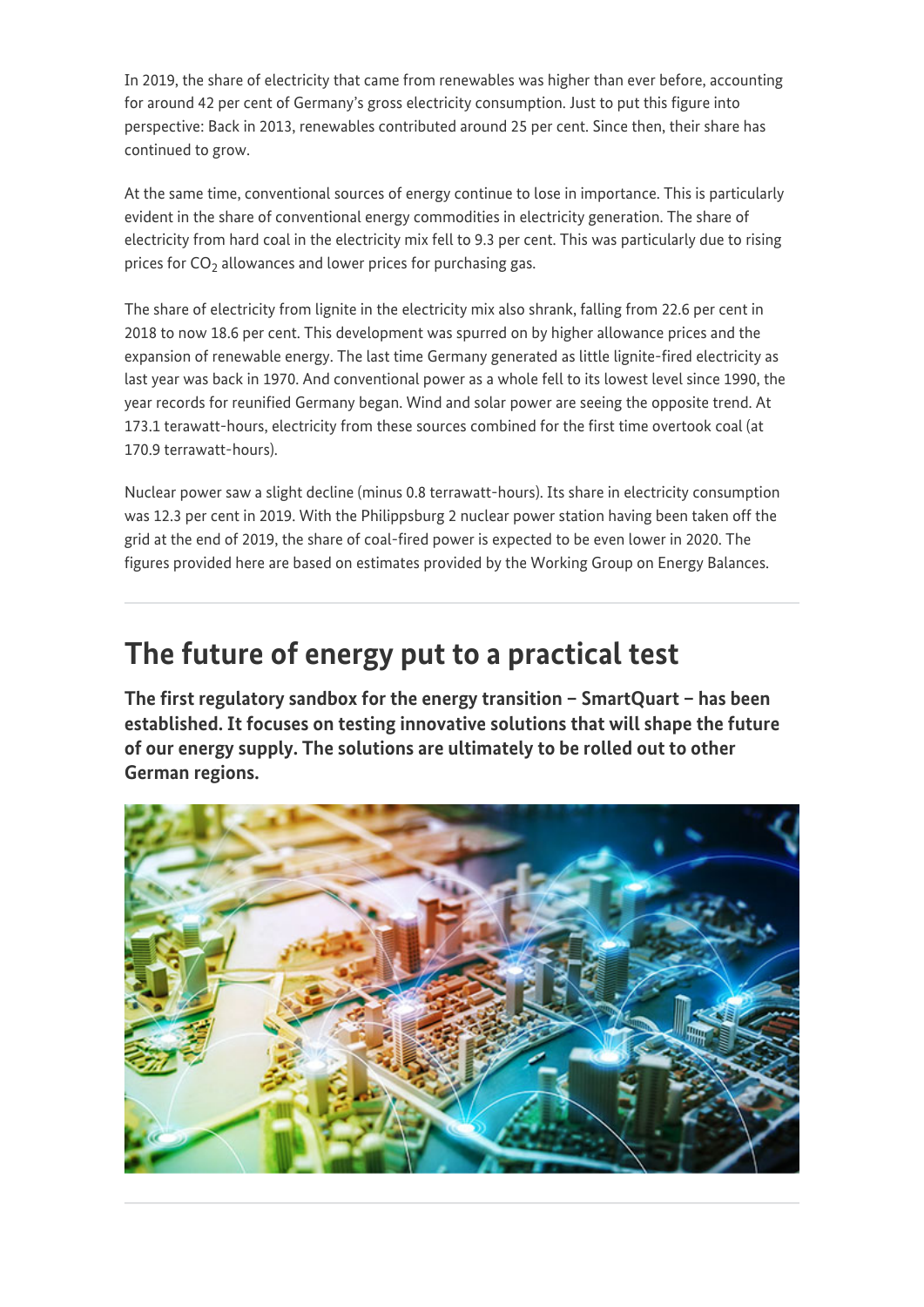In 2019, the share of electricity that came from renewables was higher than ever before, accounting for around 42 per cent of Germany's gross electricity consumption. Just to put this figure into perspective: Back in 2013, renewables contributed around 25 per cent. Since then, their share has continued to grow.

At the same time, conventional sources of energy continue to lose in importance. This is particularly evident in the share of conventional energy commodities in electricity generation. The share of electricity from hard coal in the electricity mix fell to 9.3 per cent. This was particularly due to rising prices for $CO_2$ allowances and lower prices for purchasing gas.

The share of electricity from lignite in the electricity mix also shrank, falling from 22.6 per cent in 2018 to now 18.6 per cent. This development was spurred on by higher allowance prices and the expansion of renewable energy. The last time Germany generated as little lignite-fired electricity as last year was back in 1970. And conventional power as a whole fell to its lowest level since 1990, the year records for reunified Germany began. Wind and solar power are seeing the opposite trend. At 173.1 terawatt-hours, electricity from these sources combined for the first time overtook coal (at 170.9 terawatt-hours).

Nuclear power saw a slight decline (minus 0.8 terawatt-hours). Its share in electricity consumption was 12.3 per cent in 2019. With the Philippsburg 2 nuclear power station having been taken off the grid at the end of 2019, the share of coal-fired power is expected to be even lower in 2020. The figures provided here are based on estimates provided by the Working Group on Energy Balances.

---

## The future of energy put to a practical test

**The first regulatory sandbox for the energy transition – SmartQuart – has been established. It focuses on testing innovative solutions that will shape the future of our energy supply. The solutions are ultimately to be rolled out to other German regions.**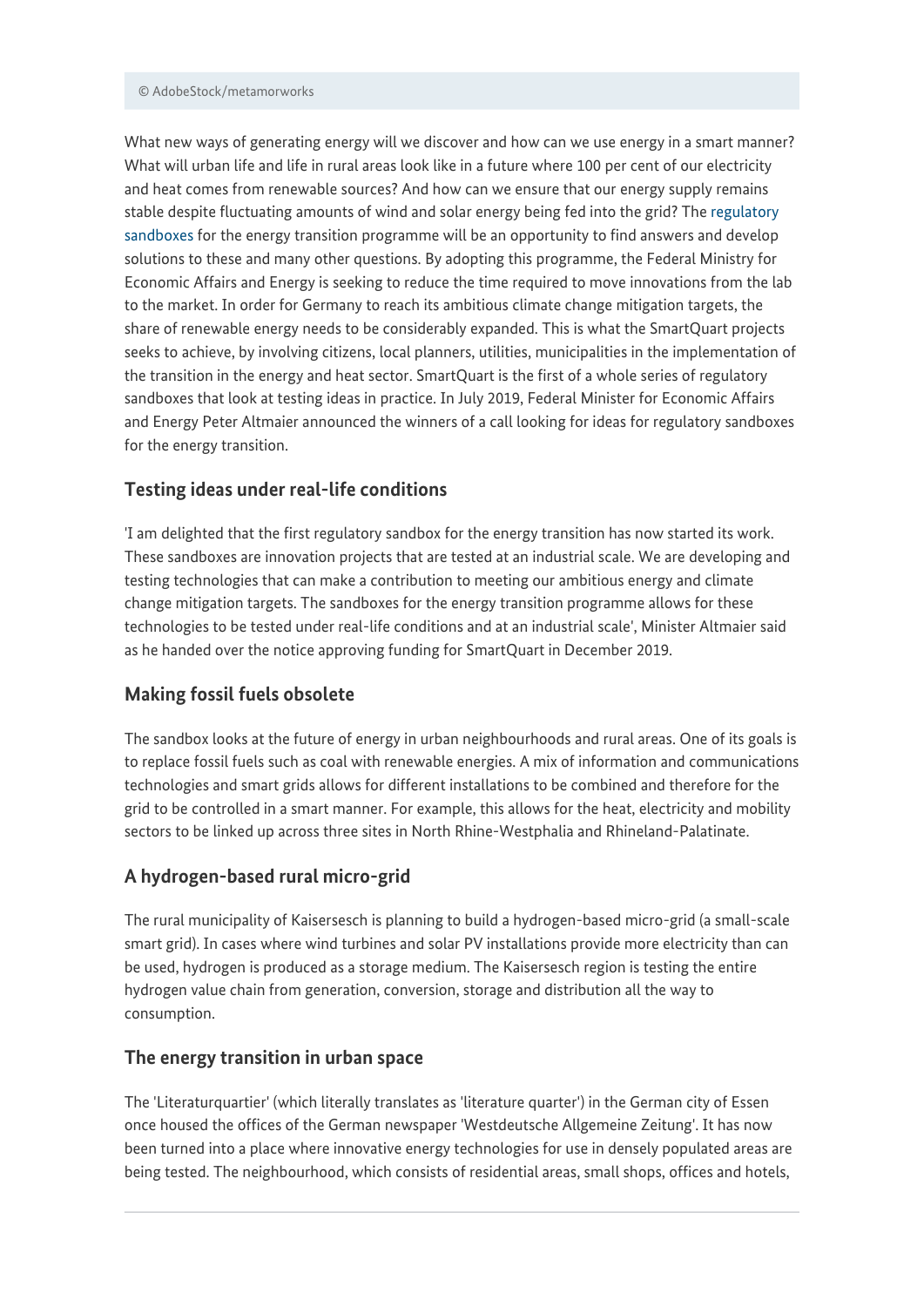© AdobeStock/metamorworks

What new ways of generating energy will we discover and how can we use energy in a smart manner? What will urban life and life in rural areas look like in a future where 100 per cent of our electricity and heat comes from renewable sources? And how can we ensure that our energy supply remains stable despite fluctuating amounts of wind and solar energy being fed into the grid? The regulatory sandboxes for the energy transition programme will be an opportunity to find answers and develop solutions to these and many other questions. By adopting this programme, the Federal Ministry for Economic Affairs and Energy is seeking to reduce the time required to move innovations from the lab to the market. In order for Germany to reach its ambitious climate change mitigation targets, the share of renewable energy needs to be considerably expanded. This is what the SmartQuart projects seeks to achieve, by involving citizens, local planners, utilities, municipalities in the implementation of the transition in the energy and heat sector. SmartQuart is the first of a whole series of regulatory sandboxes that look at testing ideas in practice. In July 2019, Federal Minister for Economic Affairs and Energy Peter Altmaier announced the winners of a call looking for ideas for regulatory sandboxes for the energy transition.

## Testing ideas under real-life conditions

'I am delighted that the first regulatory sandbox for the energy transition has now started its work. These sandboxes are innovation projects that are tested at an industrial scale. We are developing and testing technologies that can make a contribution to meeting our ambitious energy and climate change mitigation targets. The sandboxes for the energy transition programme allows for these technologies to be tested under real-life conditions and at an industrial scale', Minister Altmaier said as he handed over the notice approving funding for SmartQuart in December 2019.

## Making fossil fuels obsolete

The sandbox looks at the future of energy in urban neighbourhoods and rural areas. One of its goals is to replace fossil fuels such as coal with renewable energies. A mix of information and communications technologies and smart grids allows for different installations to be combined and therefore for the grid to be controlled in a smart manner. For example, this allows for the heat, electricity and mobility sectors to be linked up across three sites in North Rhine-Westphalia and Rhineland-Palatinate.

## A hydrogen-based rural micro-grid

The rural municipality of Kaisersesch is planning to build a hydrogen-based micro-grid (a small-scale smart grid). In cases where wind turbines and solar PV installations provide more electricity than can be used, hydrogen is produced as a storage medium. The Kaisersesch region is testing the entire hydrogen value chain from generation, conversion, storage and distribution all the way to consumption.

## The energy transition in urban space

The 'Literaturquartier' (which literally translates as 'literature quarter') in the German city of Essen once housed the offices of the German newspaper 'Westdeutsche Allgemeine Zeitung'. It has now been turned into a place where innovative energy technologies for use in densely populated areas are being tested. The neighbourhood, which consists of residential areas, small shops, offices and hotels,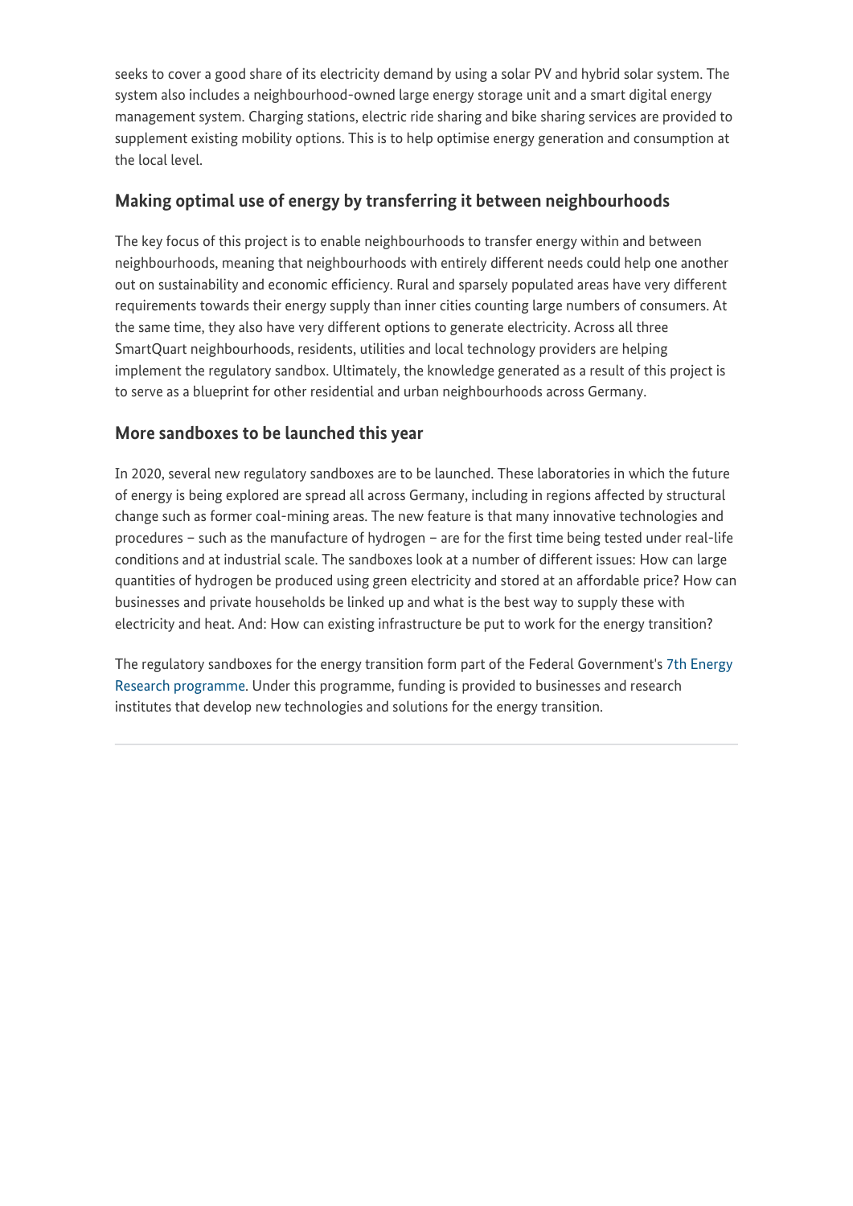seeks to cover a good share of its electricity demand by using a solar PV and hybrid solar system. The system also includes a neighbourhood-owned large energy storage unit and a smart digital energy management system. Charging stations, electric ride sharing and bike sharing services are provided to supplement existing mobility options. This is to help optimise energy generation and consumption at the local level.

## Making optimal use of energy by transferring it between neighbourhoods

The key focus of this project is to enable neighbourhoods to transfer energy within and between neighbourhoods, meaning that neighbourhoods with entirely different needs could help one another out on sustainability and economic efficiency. Rural and sparsely populated areas have very different requirements towards their energy supply than inner cities counting large numbers of consumers. At the same time, they also have very different options to generate electricity. Across all three SmartQuart neighbourhoods, residents, utilities and local technology providers are helping implement the regulatory sandbox. Ultimately, the knowledge generated as a result of this project is to serve as a blueprint for other residential and urban neighbourhoods across Germany.

## More sandboxes to be launched this year

In 2020, several new regulatory sandboxes are to be launched. These laboratories in which the future of energy is being explored are spread all across Germany, including in regions affected by structural change such as former coal-mining areas. The new feature is that many innovative technologies and procedures – such as the manufacture of hydrogen – are for the first time being tested under real-life conditions and at industrial scale. The sandboxes look at a number of different issues: How can large quantities of hydrogen be produced using green electricity and stored at an affordable price? How can businesses and private households be linked up and what is the best way to supply these with electricity and heat. And: How can existing infrastructure be put to work for the energy transition?

The regulatory sandboxes for the energy transition form part of the Federal Government's 7th Energy Research programme. Under this programme, funding is provided to businesses and research institutes that develop new technologies and solutions for the energy transition.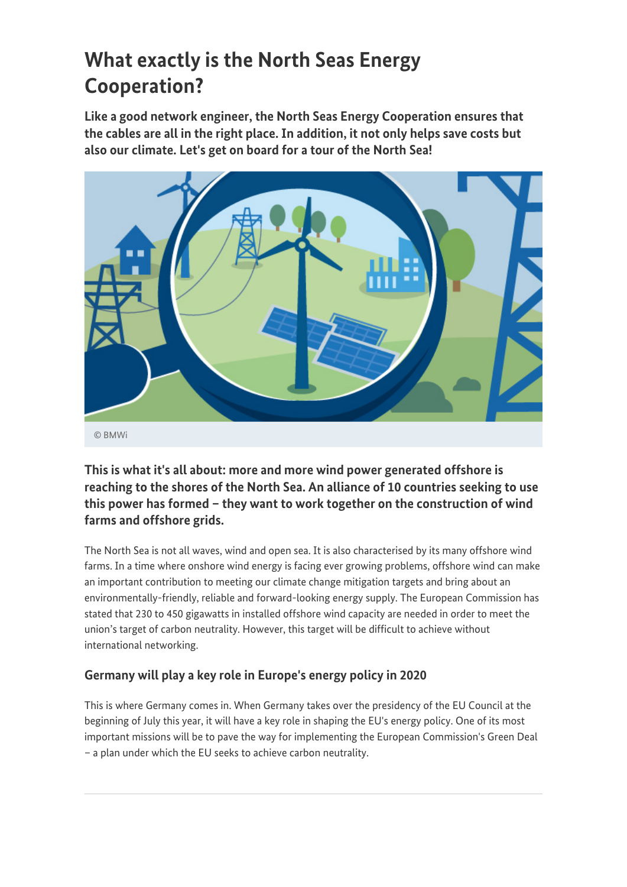# What exactly is the North Seas Energy Cooperation?

**Like a good network engineer, the North Seas Energy Cooperation ensures that the cables are all in the right place. In addition, it not only helps save costs but also our climate. Let's get on board for a tour of the North Sea!**

© BMWi

**This is what it's all about: more and more wind power generated offshore is reaching to the shores of the North Sea. An alliance of 10 countries seeking to use this power has formed – they want to work together on the construction of wind farms and offshore grids.**

The North Sea is not all waves, wind and open sea. It is also characterised by its many offshore wind farms. In a time where onshore wind energy is facing ever growing problems, offshore wind can make an important contribution to meeting our climate change mitigation targets and bring about an environmentally-friendly, reliable and forward-looking energy supply. The European Commission has stated that 230 to 450 gigawatts in installed offshore wind capacity are needed in order to meet the union's target of carbon neutrality. However, this target will be difficult to achieve without international networking.

### Germany will play a key role in Europe's energy policy in 2020

This is where Germany comes in. When Germany takes over the presidency of the EU Council at the beginning of July this year, it will have a key role in shaping the EU's energy policy. One of its most important missions will be to pave the way for implementing the European Commission's Green Deal – a plan under which the EU seeks to achieve carbon neutrality.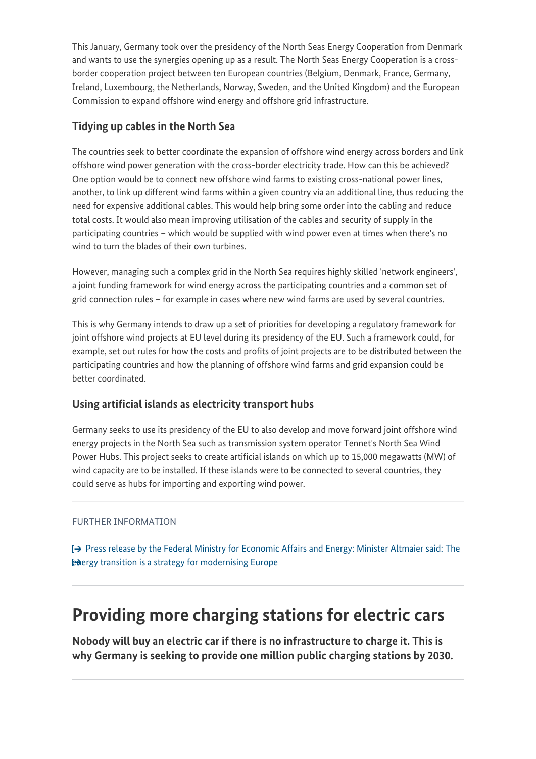This January, Germany took over the presidency of the North Seas Energy Cooperation from Denmark and wants to use the synergies opening up as a result. The North Seas Energy Cooperation is a cross-border cooperation project between ten European countries (Belgium, Denmark, France, Germany, Ireland, Luxembourg, the Netherlands, Norway, Sweden, and the United Kingdom) and the European Commission to expand offshore wind energy and offshore grid infrastructure.

### Tidying up cables in the North Sea

The countries seek to better coordinate the expansion of offshore wind energy across borders and link offshore wind power generation with the cross-border electricity trade. How can this be achieved? One option would be to connect new offshore wind farms to existing cross-national power lines, another, to link up different wind farms within a given country via an additional line, thus reducing the need for expensive additional cables. This would help bring some order into the cabling and reduce total costs. It would also mean improving utilisation of the cables and security of supply in the participating countries – which would be supplied with wind power even at times when there's no wind to turn the blades of their own turbines.

However, managing such a complex grid in the North Sea requires highly skilled 'network engineers', a joint funding framework for wind energy across the participating countries and a common set of grid connection rules – for example in cases where new wind farms are used by several countries.

This is why Germany intends to draw up a set of priorities for developing a regulatory framework for joint offshore wind projects at EU level during its presidency of the EU. Such a framework could, for example, set out rules for how the costs and profits of joint projects are to be distributed between the participating countries and how the planning of offshore wind farms and grid expansion could be better coordinated.

### Using artificial islands as electricity transport hubs

Germany seeks to use its presidency of the EU to also develop and move forward joint offshore wind energy projects in the North Sea such as transmission system operator Tennet's North Sea Wind Power Hubs. This project seeks to create artificial islands on which up to 15,000 megawatts (MW) of wind capacity are to be installed. If these islands were to be connected to several countries, they could serve as hubs for importing and exporting wind power.

---

FURTHER INFORMATION

Press release by the Federal Ministry for Economic Affairs and Energy: Minister Altmaier said: The energy transition is a strategy for modernising Europe

---

## Providing more charging stations for electric cars

**Nobody will buy an electric car if there is no infrastructure to charge it. This is why Germany is seeking to provide one million public charging stations by 2030.**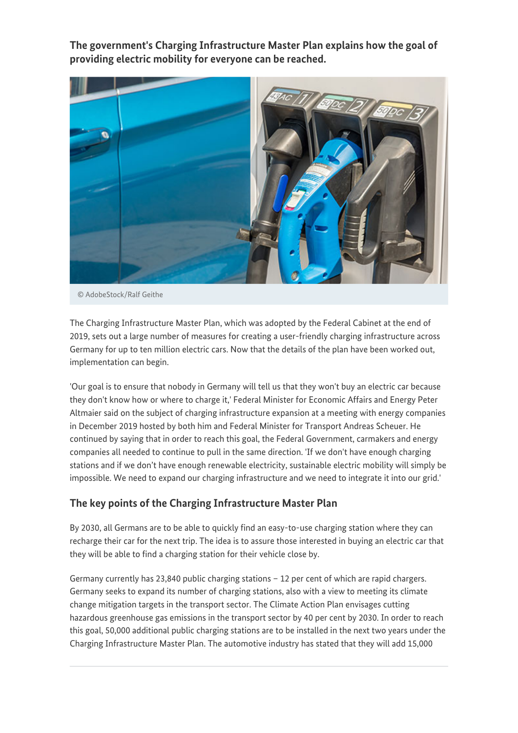**The government's Charging Infrastructure Master Plan explains how the goal of providing electric mobility for everyone can be reached.**

© AdobeStock/Ralf Geithe

The Charging Infrastructure Master Plan, which was adopted by the Federal Cabinet at the end of 2019, sets out a large number of measures for creating a user-friendly charging infrastructure across Germany for up to ten million electric cars. Now that the details of the plan have been worked out, implementation can begin.

'Our goal is to ensure that nobody in Germany will tell us that they won't buy an electric car because they don't know how or where to charge it,' Federal Minister for Economic Affairs and Energy Peter Altmaier said on the subject of charging infrastructure expansion at a meeting with energy companies in December 2019 hosted by both him and Federal Minister for Transport Andreas Scheuer. He continued by saying that in order to reach this goal, the Federal Government, carmakers and energy companies all needed to continue to pull in the same direction. 'If we don't have enough charging stations and if we don't have enough renewable electricity, sustainable electric mobility will simply be impossible. We need to expand our charging infrastructure and we need to integrate it into our grid.'

## The key points of the Charging Infrastructure Master Plan

By 2030, all Germans are to be able to quickly find an easy-to-use charging station where they can recharge their car for the next trip. The idea is to assure those interested in buying an electric car that they will be able to find a charging station for their vehicle close by.

Germany currently has 23,840 public charging stations – 12 per cent of which are rapid chargers. Germany seeks to expand its number of charging stations, also with a view to meeting its climate change mitigation targets in the transport sector. The Climate Action Plan envisages cutting hazardous greenhouse gas emissions in the transport sector by 40 per cent by 2030. In order to reach this goal, 50,000 additional public charging stations are to be installed in the next two years under the Charging Infrastructure Master Plan. The automotive industry has stated that they will add 15,000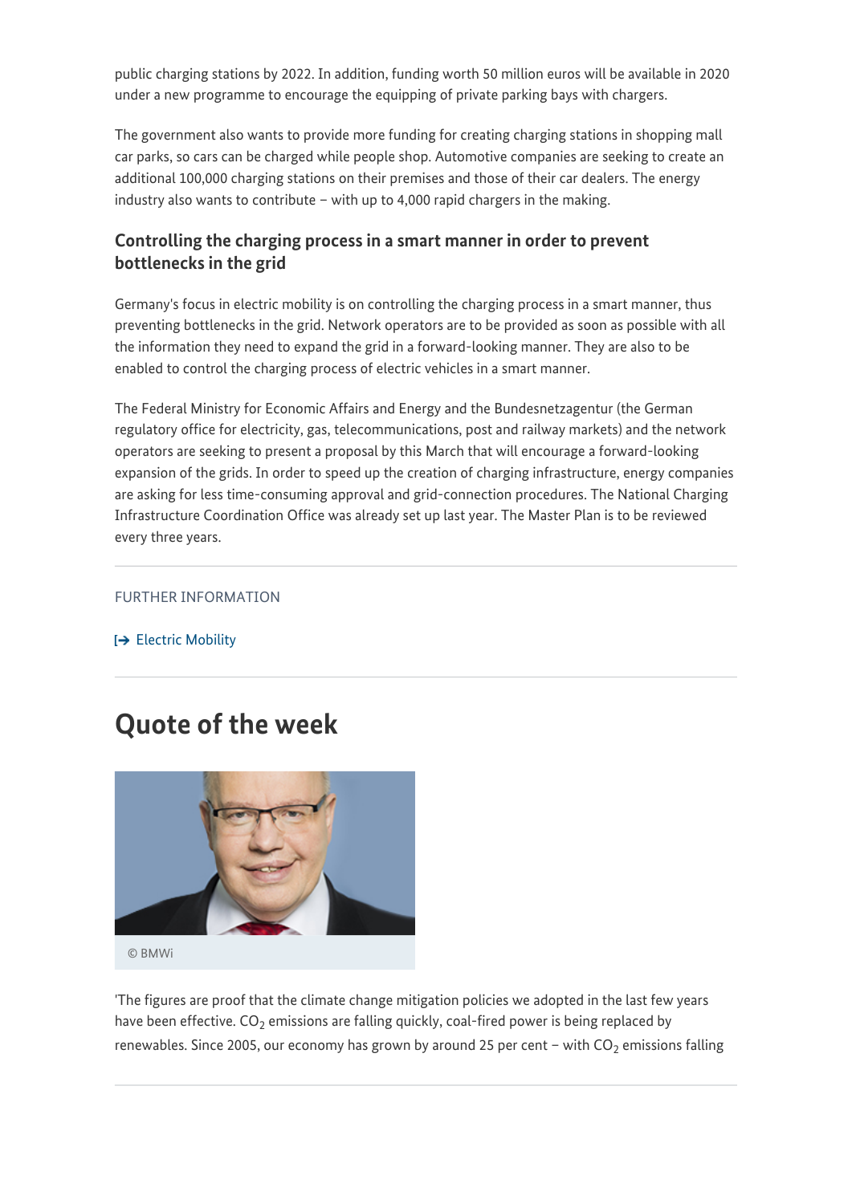public charging stations by 2022. In addition, funding worth 50 million euros will be available in 2020 under a new programme to encourage the equipping of private parking bays with chargers.

The government also wants to provide more funding for creating charging stations in shopping mall car parks, so cars can be charged while people shop. Automotive companies are seeking to create an additional 100,000 charging stations on their premises and those of their car dealers. The energy industry also wants to contribute – with up to 4,000 rapid chargers in the making.

### Controlling the charging process in a smart manner in order to prevent bottlenecks in the grid

Germany's focus in electric mobility is on controlling the charging process in a smart manner, thus preventing bottlenecks in the grid. Network operators are to be provided as soon as possible with all the information they need to expand the grid in a forward-looking manner. They are also to be enabled to control the charging process of electric vehicles in a smart manner.

The Federal Ministry for Economic Affairs and Energy and the Bundesnetzagentur (the German regulatory office for electricity, gas, telecommunications, post and railway markets) and the network operators are seeking to present a proposal by this March that will encourage a forward-looking expansion of the grids. In order to speed up the creation of charging infrastructure, energy companies are asking for less time-consuming approval and grid-connection procedures. The National Charging Infrastructure Coordination Office was already set up last year. The Master Plan is to be reviewed every three years.

---

FURTHER INFORMATION

[➔ Electric Mobility

---

## Quote of the week

© BMWi

'The figures are proof that the climate change mitigation policies we adopted in the last few years have been effective. $CO_2$ emissions are falling quickly, coal-fired power is being replaced by renewables. Since 2005, our economy has grown by around 25 per cent – with $CO_2$ emissions falling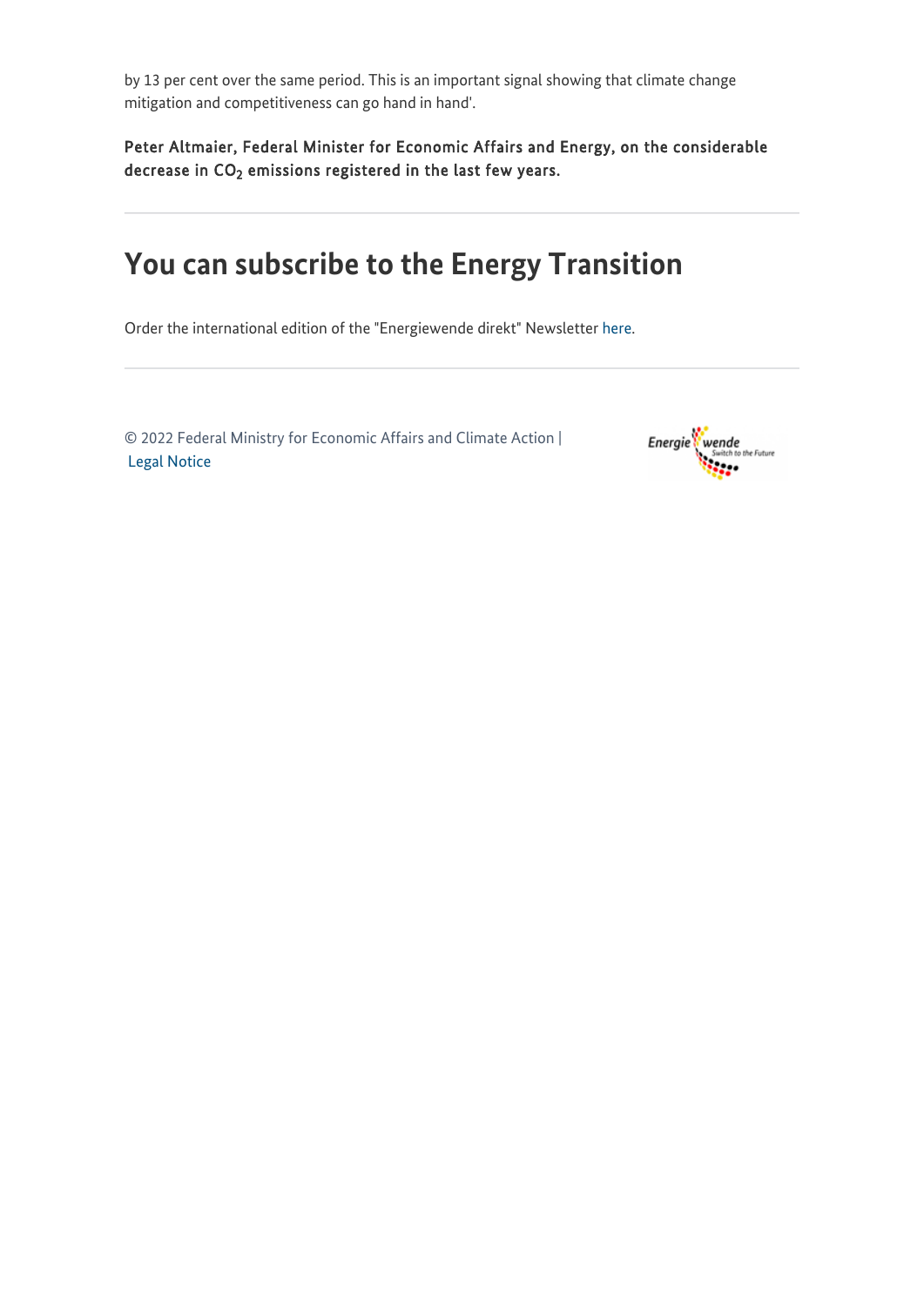by 13 per cent over the same period. This is an important signal showing that climate change mitigation and competitiveness can go hand in hand'.

**Peter Altmaier, Federal Minister for Economic Affairs and Energy, on the considerable decrease in $CO_2$ emissions registered in the last few years.**

---

## You can subscribe to the Energy Transition

Order the international edition of the "Energiewende direkt" Newsletter here.

---

© 2022 Federal Ministry for Economic Affairs and Climate Action | Legal Notice

Energie wende Switch to the Future